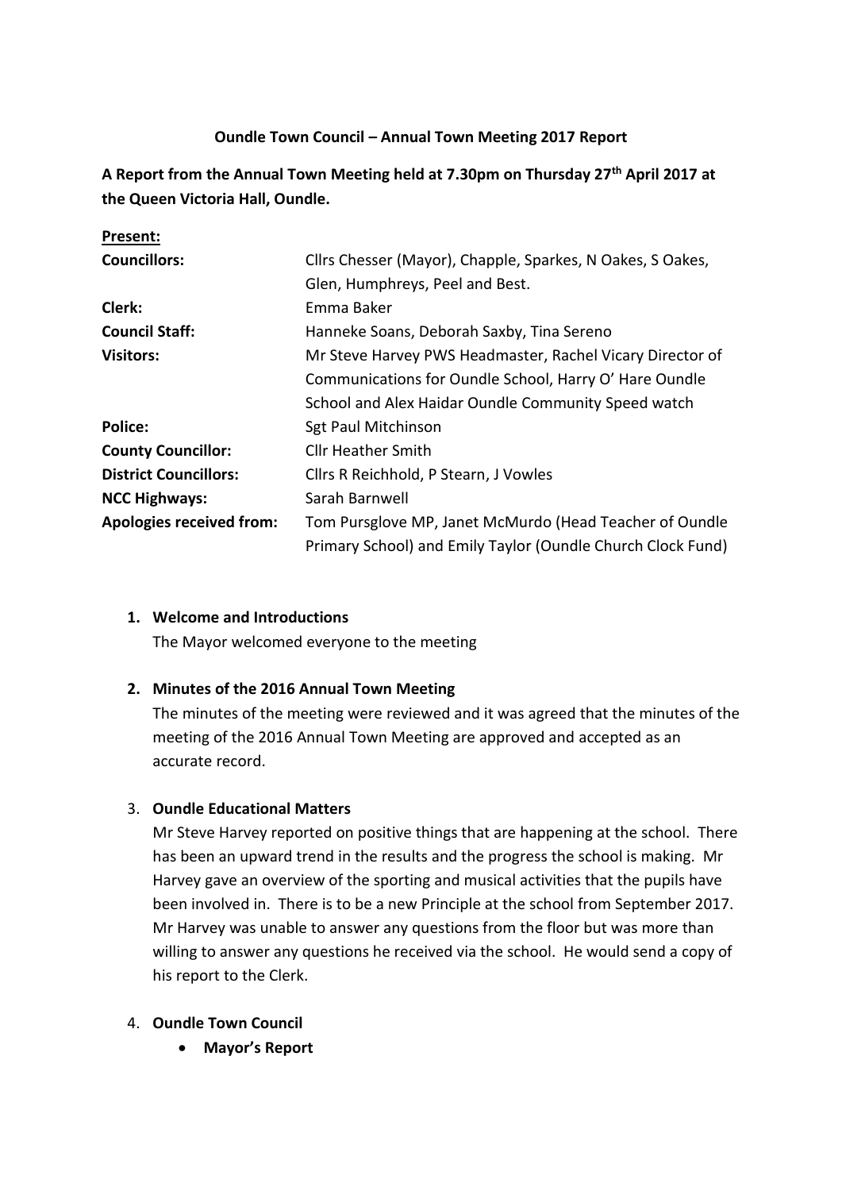**Oundle Town Council – Annual Town Meeting 2017 Report**

**A Report from the Annual Town Meeting held at 7.30pm on Thursday 27th April 2017 at the Queen Victoria Hall, Oundle.**

**Present:**

| | |
|---|---|
| **Councillors:** | Cllrs Chesser (Mayor), Chapple, Sparkes, N Oakes, S Oakes, Glen, Humphreys, Peel and Best. |
| **Clerk:** | Emma Baker |
| **Council Staff:** | Hanneke Soans, Deborah Saxby, Tina Sereno |
| **Visitors:** | Mr Steve Harvey PWS Headmaster, Rachel Vicary Director of Communications for Oundle School, Harry O' Hare Oundle School and Alex Haidar Oundle Community Speed watch |
| **Police:** | Sgt Paul Mitchinson |
| **County Councillor:** | Cllr Heather Smith |
| **District Councillors:** | Cllrs R Reichhold, P Stearn, J Vowles |
| **NCC Highways:** | Sarah Barnwell |
| **Apologies received from:** | Tom Pursglove MP, Janet McMurdo (Head Teacher of Oundle Primary School) and Emily Taylor (Oundle Church Clock Fund) |

1. **Welcome and Introductions**

   The Mayor welcomed everyone to the meeting

2. **Minutes of the 2016 Annual Town Meeting**

   The minutes of the meeting were reviewed and it was agreed that the minutes of the meeting of the 2016 Annual Town Meeting are approved and accepted as an accurate record.

3. **Oundle Educational Matters**

   Mr Steve Harvey reported on positive things that are happening at the school. There has been an upward trend in the results and the progress the school is making. Mr Harvey gave an overview of the sporting and musical activities that the pupils have been involved in. There is to be a new Principle at the school from September 2017. Mr Harvey was unable to answer any questions from the floor but was more than willing to answer any questions he received via the school. He would send a copy of his report to the Clerk.

4. **Oundle Town Council**
   - **Mayor's Report**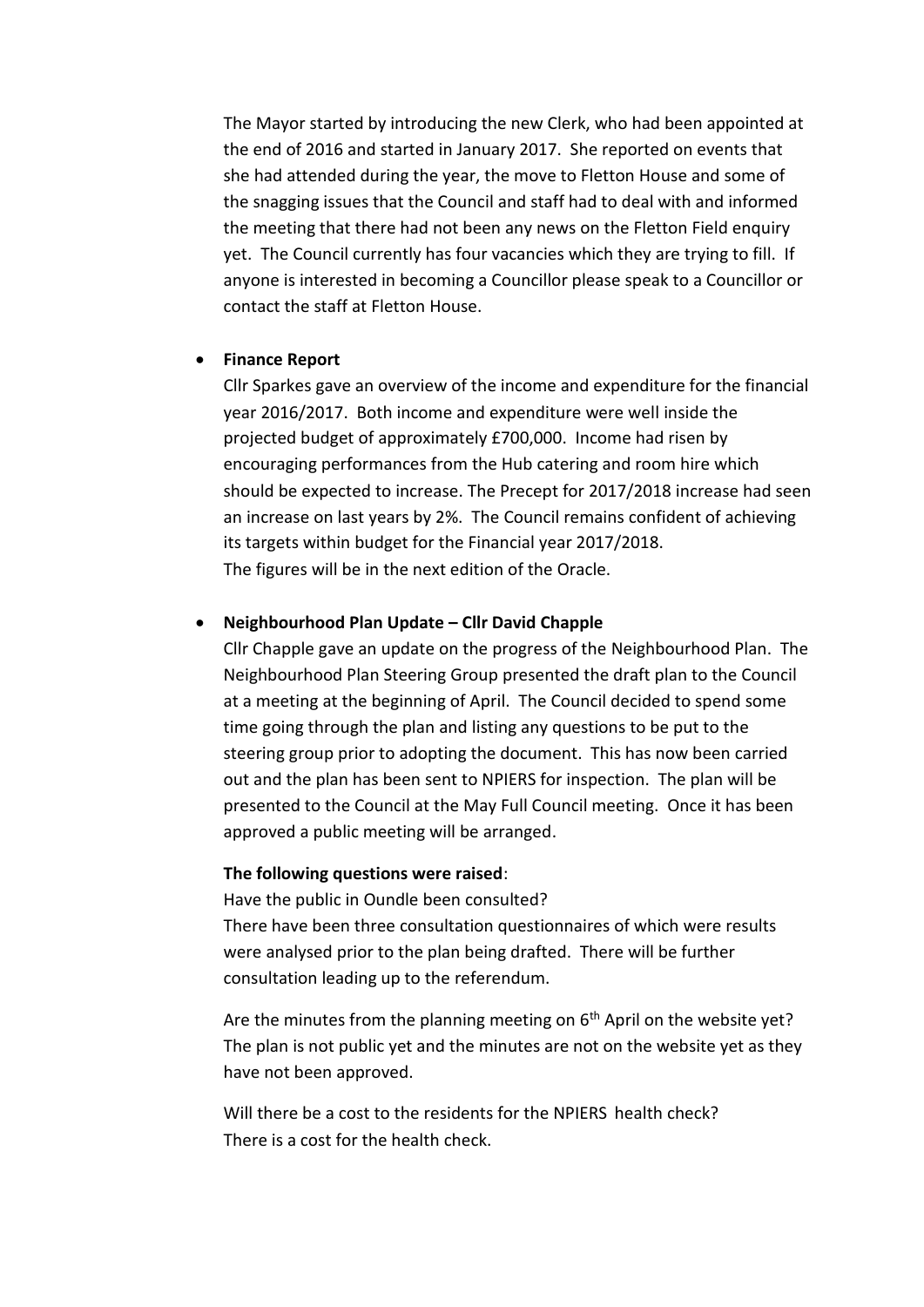The Mayor started by introducing the new Clerk, who had been appointed at the end of 2016 and started in January 2017. She reported on events that she had attended during the year, the move to Fletton House and some of the snagging issues that the Council and staff had to deal with and informed the meeting that there had not been any news on the Fletton Field enquiry yet. The Council currently has four vacancies which they are trying to fill. If anyone is interested in becoming a Councillor please speak to a Councillor or contact the staff at Fletton House.

- **Finance Report**

  Cllr Sparkes gave an overview of the income and expenditure for the financial year 2016/2017. Both income and expenditure were well inside the projected budget of approximately £700,000. Income had risen by encouraging performances from the Hub catering and room hire which should be expected to increase. The Precept for 2017/2018 increase had seen an increase on last years by 2%. The Council remains confident of achieving its targets within budget for the Financial year 2017/2018.
  The figures will be in the next edition of the Oracle.

- **Neighbourhood Plan Update – Cllr David Chapple**

  Cllr Chapple gave an update on the progress of the Neighbourhood Plan. The Neighbourhood Plan Steering Group presented the draft plan to the Council at a meeting at the beginning of April. The Council decided to spend some time going through the plan and listing any questions to be put to the steering group prior to adopting the document. This has now been carried out and the plan has been sent to NPIERS for inspection. The plan will be presented to the Council at the May Full Council meeting. Once it has been approved a public meeting will be arranged.

  **The following questions were raised**:

  Have the public in Oundle been consulted?
  There have been three consultation questionnaires of which were results were analysed prior to the plan being drafted. There will be further consultation leading up to the referendum.

  Are the minutes from the planning meeting on 6th April on the website yet?
  The plan is not public yet and the minutes are not on the website yet as they have not been approved.

  Will there be a cost to the residents for the NPIERS health check?
  There is a cost for the health check.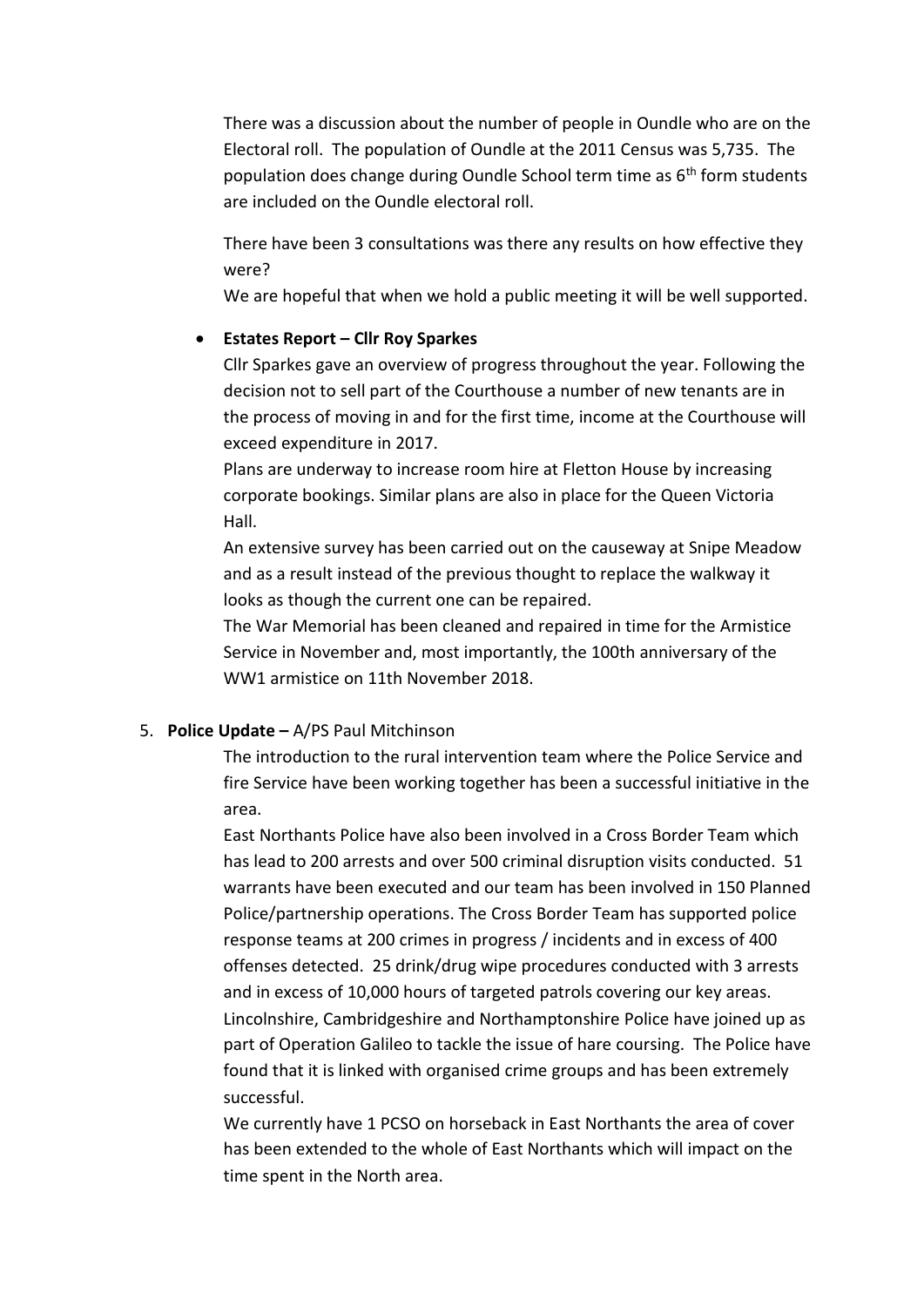There was a discussion about the number of people in Oundle who are on the Electoral roll. The population of Oundle at the 2011 Census was 5,735. The population does change during Oundle School term time as 6th form students are included on the Oundle electoral roll.

There have been 3 consultations was there any results on how effective they were?
We are hopeful that when we hold a public meeting it will be well supported.

- **Estates Report – Cllr Roy Sparkes**
  Cllr Sparkes gave an overview of progress throughout the year. Following the decision not to sell part of the Courthouse a number of new tenants are in the process of moving in and for the first time, income at the Courthouse will exceed expenditure in 2017.
  Plans are underway to increase room hire at Fletton House by increasing corporate bookings. Similar plans are also in place for the Queen Victoria Hall.
  An extensive survey has been carried out on the causeway at Snipe Meadow and as a result instead of the previous thought to replace the walkway it looks as though the current one can be repaired.
  The War Memorial has been cleaned and repaired in time for the Armistice Service in November and, most importantly, the 100th anniversary of the WW1 armistice on 11th November 2018.

5. **Police Update –** A/PS Paul Mitchinson
   The introduction to the rural intervention team where the Police Service and fire Service have been working together has been a successful initiative in the area.
   East Northants Police have also been involved in a Cross Border Team which has lead to 200 arrests and over 500 criminal disruption visits conducted. 51 warrants have been executed and our team has been involved in 150 Planned Police/partnership operations. The Cross Border Team has supported police response teams at 200 crimes in progress / incidents and in excess of 400 offenses detected. 25 drink/drug wipe procedures conducted with 3 arrests and in excess of 10,000 hours of targeted patrols covering our key areas.
   Lincolnshire, Cambridgeshire and Northamptonshire Police have joined up as part of Operation Galileo to tackle the issue of hare coursing. The Police have found that it is linked with organised crime groups and has been extremely successful.
   We currently have 1 PCSO on horseback in East Northants the area of cover has been extended to the whole of East Northants which will impact on the time spent in the North area.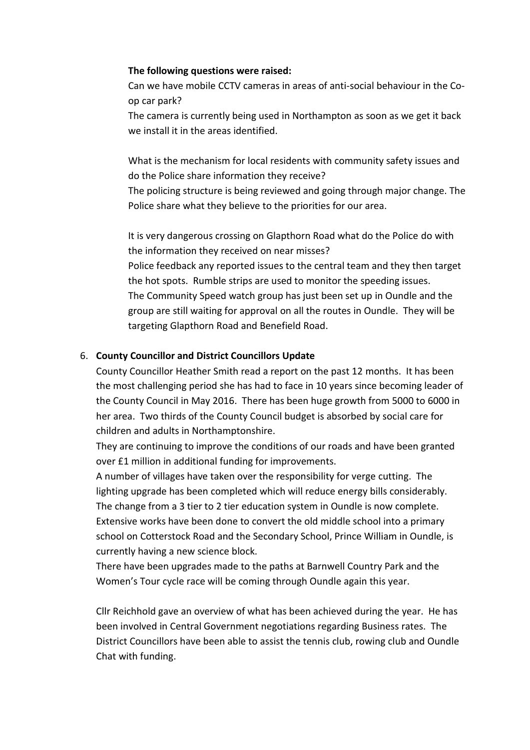**The following questions were raised:**

Can we have mobile CCTV cameras in areas of anti-social behaviour in the Co-op car park?

The camera is currently being used in Northampton as soon as we get it back we install it in the areas identified.

What is the mechanism for local residents with community safety issues and do the Police share information they receive?

The policing structure is being reviewed and going through major change. The Police share what they believe to the priorities for our area.

It is very dangerous crossing on Glapthorn Road what do the Police do with the information they received on near misses?

Police feedback any reported issues to the central team and they then target the hot spots. Rumble strips are used to monitor the speeding issues. The Community Speed watch group has just been set up in Oundle and the group are still waiting for approval on all the routes in Oundle. They will be targeting Glapthorn Road and Benefield Road.

6. **County Councillor and District Councillors Update**

County Councillor Heather Smith read a report on the past 12 months. It has been the most challenging period she has had to face in 10 years since becoming leader of the County Council in May 2016. There has been huge growth from 5000 to 6000 in her area. Two thirds of the County Council budget is absorbed by social care for children and adults in Northamptonshire.

They are continuing to improve the conditions of our roads and have been granted over £1 million in additional funding for improvements.

A number of villages have taken over the responsibility for verge cutting. The lighting upgrade has been completed which will reduce energy bills considerably. The change from a 3 tier to 2 tier education system in Oundle is now complete. Extensive works have been done to convert the old middle school into a primary school on Cotterstock Road and the Secondary School, Prince William in Oundle, is currently having a new science block.

There have been upgrades made to the paths at Barnwell Country Park and the Women's Tour cycle race will be coming through Oundle again this year.

Cllr Reichhold gave an overview of what has been achieved during the year. He has been involved in Central Government negotiations regarding Business rates. The District Councillors have been able to assist the tennis club, rowing club and Oundle Chat with funding.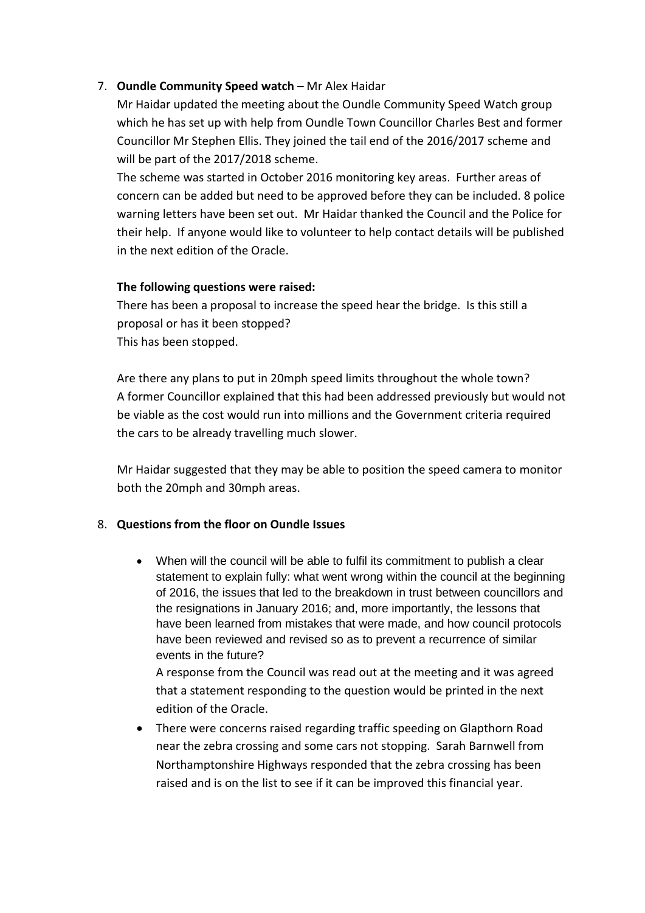7. **Oundle Community Speed watch –** Mr Alex Haidar

   Mr Haidar updated the meeting about the Oundle Community Speed Watch group which he has set up with help from Oundle Town Councillor Charles Best and former Councillor Mr Stephen Ellis. They joined the tail end of the 2016/2017 scheme and will be part of the 2017/2018 scheme.

   The scheme was started in October 2016 monitoring key areas. Further areas of concern can be added but need to be approved before they can be included. 8 police warning letters have been set out. Mr Haidar thanked the Council and the Police for their help. If anyone would like to volunteer to help contact details will be published in the next edition of the Oracle.

   **The following questions were raised:**

   There has been a proposal to increase the speed hear the bridge. Is this still a proposal or has it been stopped?
   This has been stopped.

   Are there any plans to put in 20mph speed limits throughout the whole town?
   A former Councillor explained that this had been addressed previously but would not be viable as the cost would run into millions and the Government criteria required the cars to be already travelling much slower.

   Mr Haidar suggested that they may be able to position the speed camera to monitor both the 20mph and 30mph areas.

8. **Questions from the floor on Oundle Issues**

   - When will the council will be able to fulfil its commitment to publish a clear statement to explain fully: what went wrong within the council at the beginning of 2016, the issues that led to the breakdown in trust between councillors and the resignations in January 2016; and, more importantly, the lessons that have been learned from mistakes that were made, and how council protocols have been reviewed and revised so as to prevent a recurrence of similar events in the future?
     A response from the Council was read out at the meeting and it was agreed that a statement responding to the question would be printed in the next edition of the Oracle.
   - There were concerns raised regarding traffic speeding on Glapthorn Road near the zebra crossing and some cars not stopping. Sarah Barnwell from Northamptonshire Highways responded that the zebra crossing has been raised and is on the list to see if it can be improved this financial year.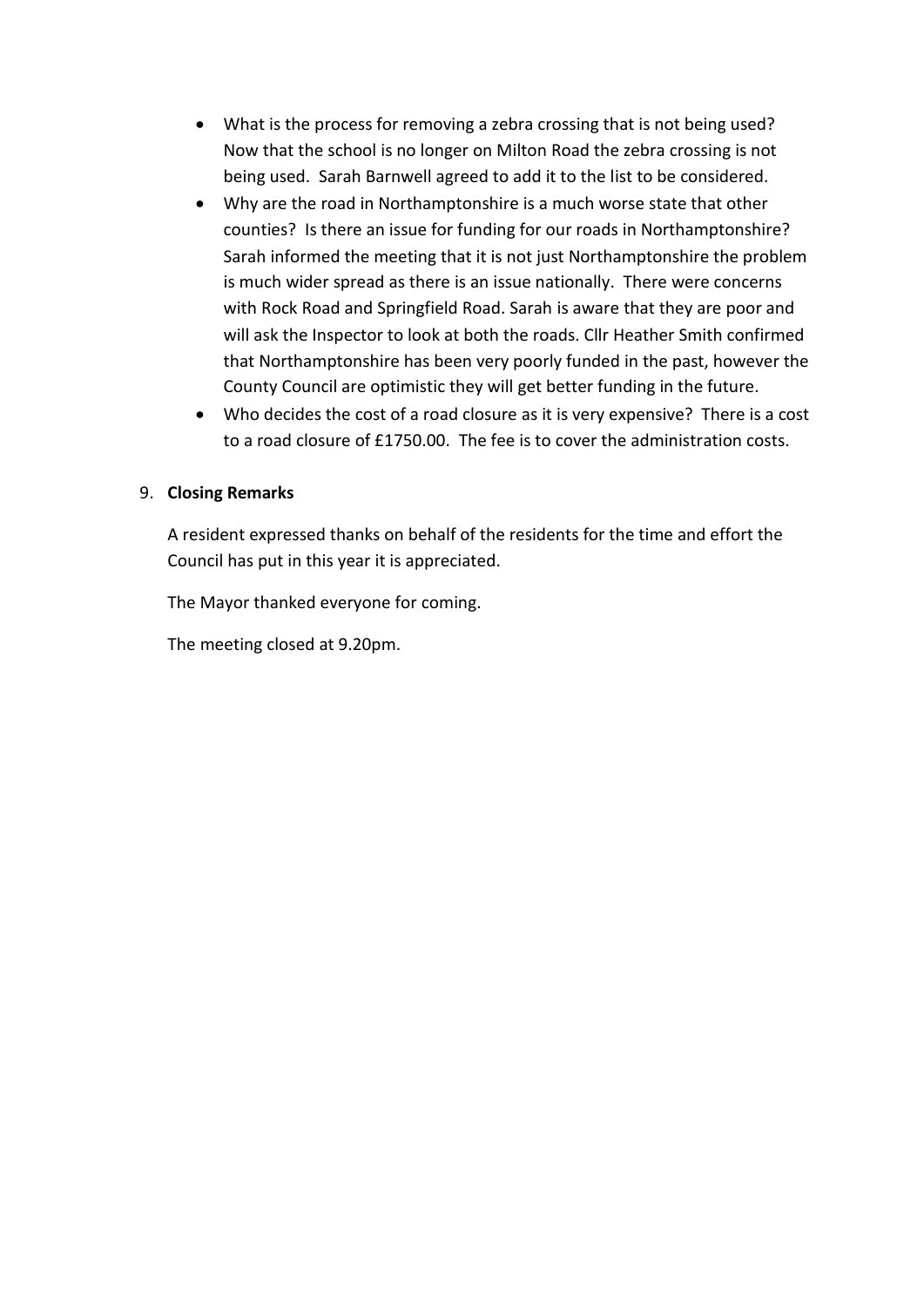- What is the process for removing a zebra crossing that is not being used? Now that the school is no longer on Milton Road the zebra crossing is not being used. Sarah Barnwell agreed to add it to the list to be considered.
- Why are the road in Northamptonshire is a much worse state that other counties? Is there an issue for funding for our roads in Northamptonshire? Sarah informed the meeting that it is not just Northamptonshire the problem is much wider spread as there is an issue nationally. There were concerns with Rock Road and Springfield Road. Sarah is aware that they are poor and will ask the Inspector to look at both the roads. Cllr Heather Smith confirmed that Northamptonshire has been very poorly funded in the past, however the County Council are optimistic they will get better funding in the future.
- Who decides the cost of a road closure as it is very expensive? There is a cost to a road closure of £1750.00. The fee is to cover the administration costs.

9. **Closing Remarks**

A resident expressed thanks on behalf of the residents for the time and effort the Council has put in this year it is appreciated.

The Mayor thanked everyone for coming.

The meeting closed at 9.20pm.